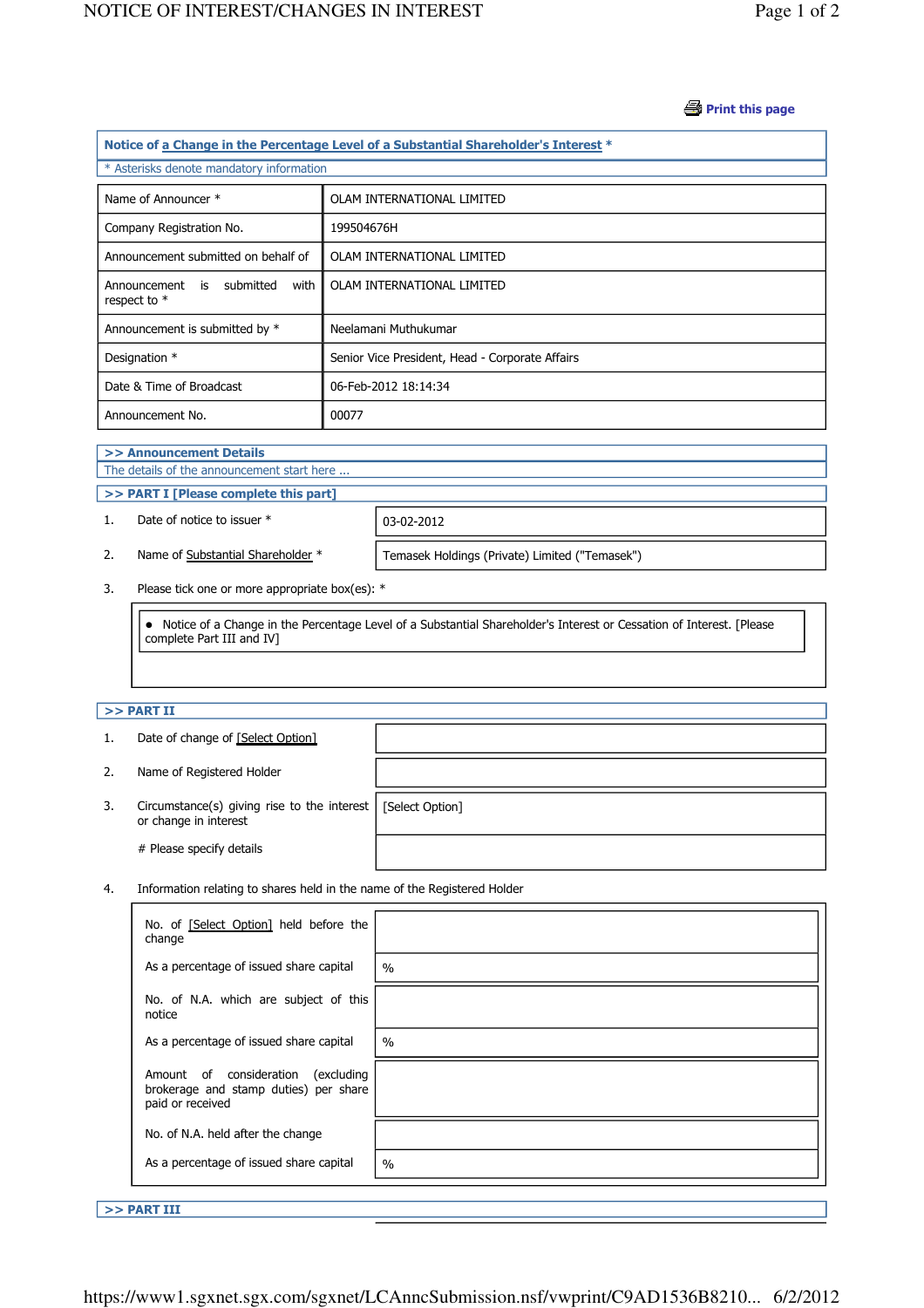Print this page

**Notice of a Change in the Percentage Level of a Substantial Shareholder's Interest ***

* Asterisks denote mandatory information

| | |
|---|---|
| Name of Announcer * | OLAM INTERNATIONAL LIMITED |
| Company Registration No. | 199504676H |
| Announcement submitted on behalf of | OLAM INTERNATIONAL LIMITED |
| Announcement is submitted with respect to * | OLAM INTERNATIONAL LIMITED |
| Announcement is submitted by * | Neelamani Muthukumar |
| Designation * | Senior Vice President, Head - Corporate Affairs |
| Date & Time of Broadcast | 06-Feb-2012 18:14:34 |
| Announcement No. | 00077 |

**>> Announcement Details**

The details of the announcement start here ...

**>> PART I [Please complete this part]**

| | | |
|---|---|---|
| 1. | Date of notice to issuer * | 03-02-2012 |
| 2. | Name of Substantial Shareholder * | Temasek Holdings (Private) Limited ("Temasek") |

3. Please tick one or more appropriate box(es): *

- Notice of a Change in the Percentage Level of a Substantial Shareholder's Interest or Cessation of Interest. [Please complete Part III and IV]

**>> PART II**

| | | |
|---|---|---|
| 1. | Date of change of [Select Option] | |
| 2. | Name of Registered Holder | |
| 3. | Circumstance(s) giving rise to the interest or change in interest | [Select Option] |
| | # Please specify details | |

4. Information relating to shares held in the name of the Registered Holder

| | |
|---|---|
| No. of [Select Option] held before the change | |
| As a percentage of issued share capital | % |
| No. of N.A. which are subject of this notice | |
| As a percentage of issued share capital | % |
| Amount of consideration (excluding brokerage and stamp duties) per share paid or received | |
| No. of N.A. held after the change | |
| As a percentage of issued share capital | % |

**>> PART III**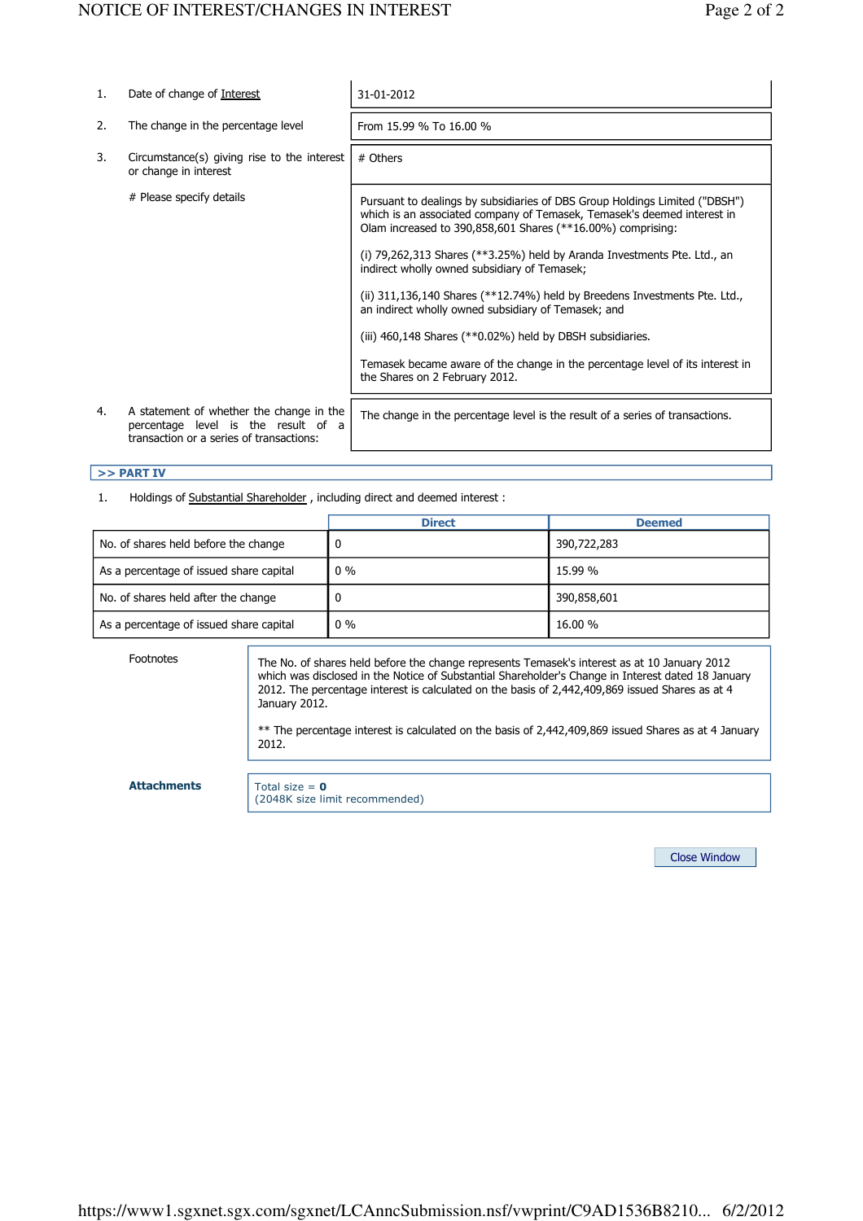| | | |
|---|---|---|
| 1. | Date of change of Interest | 31-01-2012 |
| 2. | The change in the percentage level | From 15.99 % To 16.00 % |
| 3. | Circumstance(s) giving rise to the interest or change in interest | # Others |
| | # Please specify details | Pursuant to dealings by subsidiaries of DBS Group Holdings Limited ("DBSH") which is an associated company of Temasek, Temasek's deemed interest in Olam increased to 390,858,601 Shares (**16.00%) comprising:<br><br>(i) 79,262,313 Shares (**3.25%) held by Aranda Investments Pte. Ltd., an indirect wholly owned subsidiary of Temasek;<br><br>(ii) 311,136,140 Shares (**12.74%) held by Breedens Investments Pte. Ltd., an indirect wholly owned subsidiary of Temasek; and<br><br>(iii) 460,148 Shares (**0.02%) held by DBSH subsidiaries.<br><br>Temasek became aware of the change in the percentage level of its interest in the Shares on 2 February 2012. |
| 4. | A statement of whether the change in the percentage level is the result of a transaction or a series of transactions: | The change in the percentage level is the result of a series of transactions. |

## >> PART IV

1. Holdings of Substantial Shareholder , including direct and deemed interest :

| | Direct | Deemed |
|---|---|---|
| No. of shares held before the change | 0 | 390,722,283 |
| As a percentage of issued share capital | 0 % | 15.99 % |
| No. of shares held after the change | 0 | 390,858,601 |
| As a percentage of issued share capital | 0 % | 16.00 % |

**Footnotes**

The No. of shares held before the change represents Temasek's interest as at 10 January 2012 which was disclosed in the Notice of Substantial Shareholder's Change in Interest dated 18 January 2012. The percentage interest is calculated on the basis of 2,442,409,869 issued Shares as at 4 January 2012.

** The percentage interest is calculated on the basis of 2,442,409,869 issued Shares as at 4 January 2012.

**Attachments**

Total size = **0**
(2048K size limit recommended)

Close Window